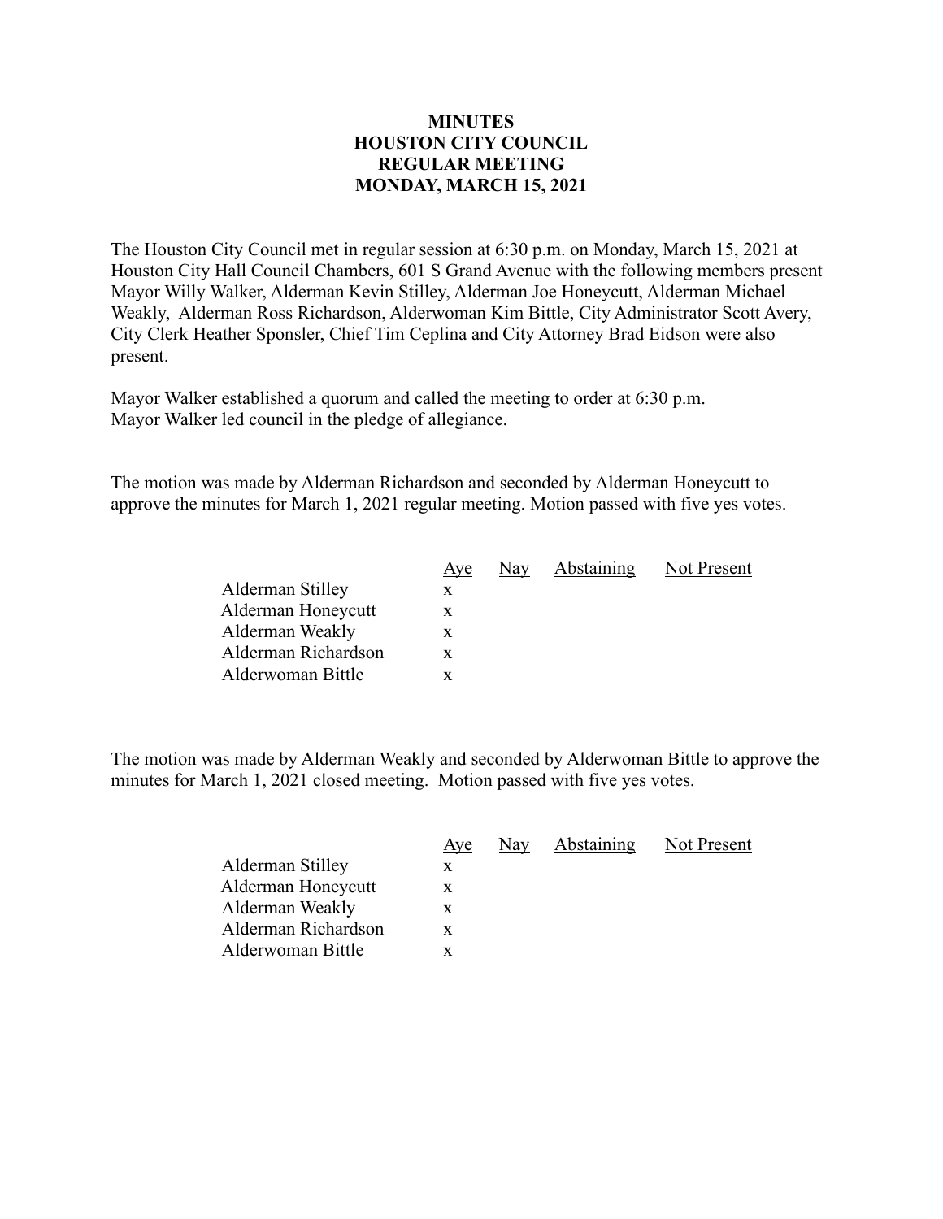# MINUTES
# HOUSTON CITY COUNCIL
# REGULAR MEETING
# MONDAY, MARCH 15, 2021

The Houston City Council met in regular session at 6:30 p.m. on Monday, March 15, 2021 at Houston City Hall Council Chambers, 601 S Grand Avenue with the following members present Mayor Willy Walker, Alderman Kevin Stilley, Alderman Joe Honeycutt, Alderman Michael Weakly, Alderman Ross Richardson, Alderwoman Kim Bittle, City Administrator Scott Avery, City Clerk Heather Sponsler, Chief Tim Ceplina and City Attorney Brad Eidson were also present.

Mayor Walker established a quorum and called the meeting to order at 6:30 p.m.
Mayor Walker led council in the pledge of allegiance.

The motion was made by Alderman Richardson and seconded by Alderman Honeycutt to approve the minutes for March 1, 2021 regular meeting. Motion passed with five yes votes.

| | Aye | Nay | Abstaining | Not Present |
|---|---|---|---|---|
| Alderman Stilley | x | | | |
| Alderman Honeycutt | x | | | |
| Alderman Weakly | x | | | |
| Alderman Richardson | x | | | |
| Alderwoman Bittle | x | | | |

The motion was made by Alderman Weakly and seconded by Alderwoman Bittle to approve the minutes for March 1, 2021 closed meeting. Motion passed with five yes votes.

| | Aye | Nay | Abstaining | Not Present |
|---|---|---|---|---|
| Alderman Stilley | x | | | |
| Alderman Honeycutt | x | | | |
| Alderman Weakly | x | | | |
| Alderman Richardson | x | | | |
| Alderwoman Bittle | x | | | |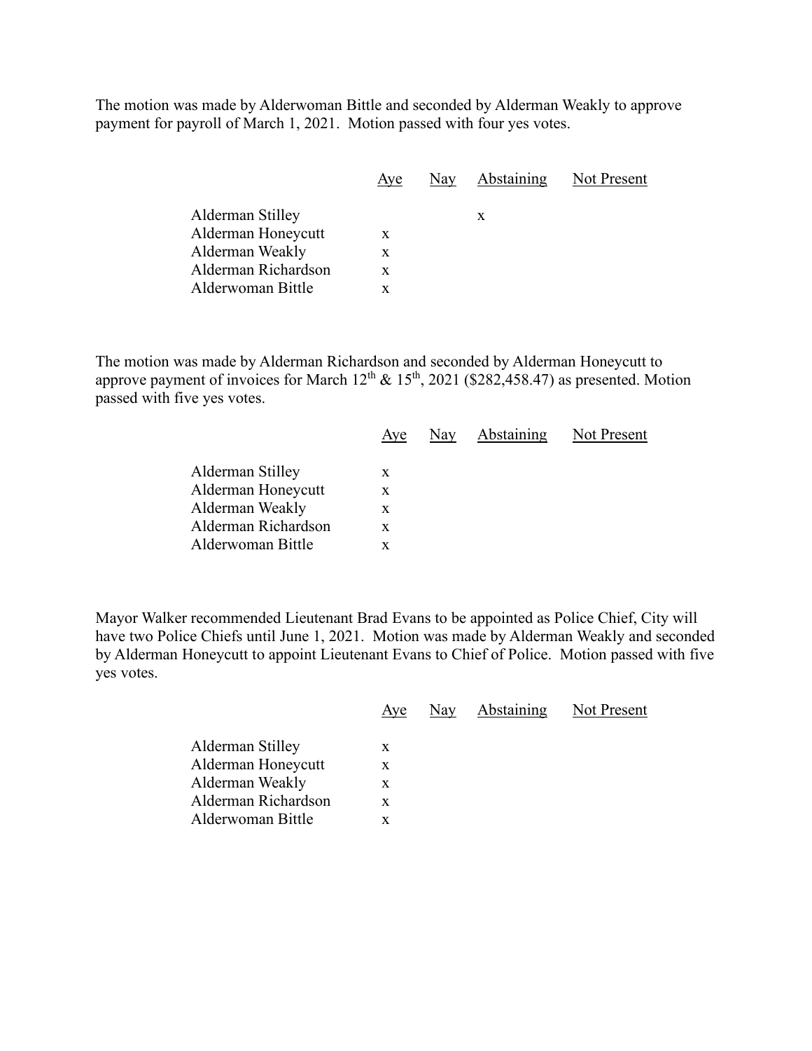The motion was made by Alderwoman Bittle and seconded by Alderman Weakly to approve payment for payroll of March 1, 2021. Motion passed with four yes votes.

| | Aye | Nay | Abstaining | Not Present |
|---|---|---|---|---|
| Alderman Stilley | | | x | |
| Alderman Honeycutt | x | | | |
| Alderman Weakly | x | | | |
| Alderman Richardson | x | | | |
| Alderwoman Bittle | x | | | |

The motion was made by Alderman Richardson and seconded by Alderman Honeycutt to approve payment of invoices for March 12th & 15th, 2021 ($282,458.47) as presented. Motion passed with five yes votes.

| | Aye | Nay | Abstaining | Not Present |
|---|---|---|---|---|
| Alderman Stilley | x | | | |
| Alderman Honeycutt | x | | | |
| Alderman Weakly | x | | | |
| Alderman Richardson | x | | | |
| Alderwoman Bittle | x | | | |

Mayor Walker recommended Lieutenant Brad Evans to be appointed as Police Chief, City will have two Police Chiefs until June 1, 2021. Motion was made by Alderman Weakly and seconded by Alderman Honeycutt to appoint Lieutenant Evans to Chief of Police. Motion passed with five yes votes.

| | Aye | Nay | Abstaining | Not Present |
|---|---|---|---|---|
| Alderman Stilley | x | | | |
| Alderman Honeycutt | x | | | |
| Alderman Weakly | x | | | |
| Alderman Richardson | x | | | |
| Alderwoman Bittle | x | | | |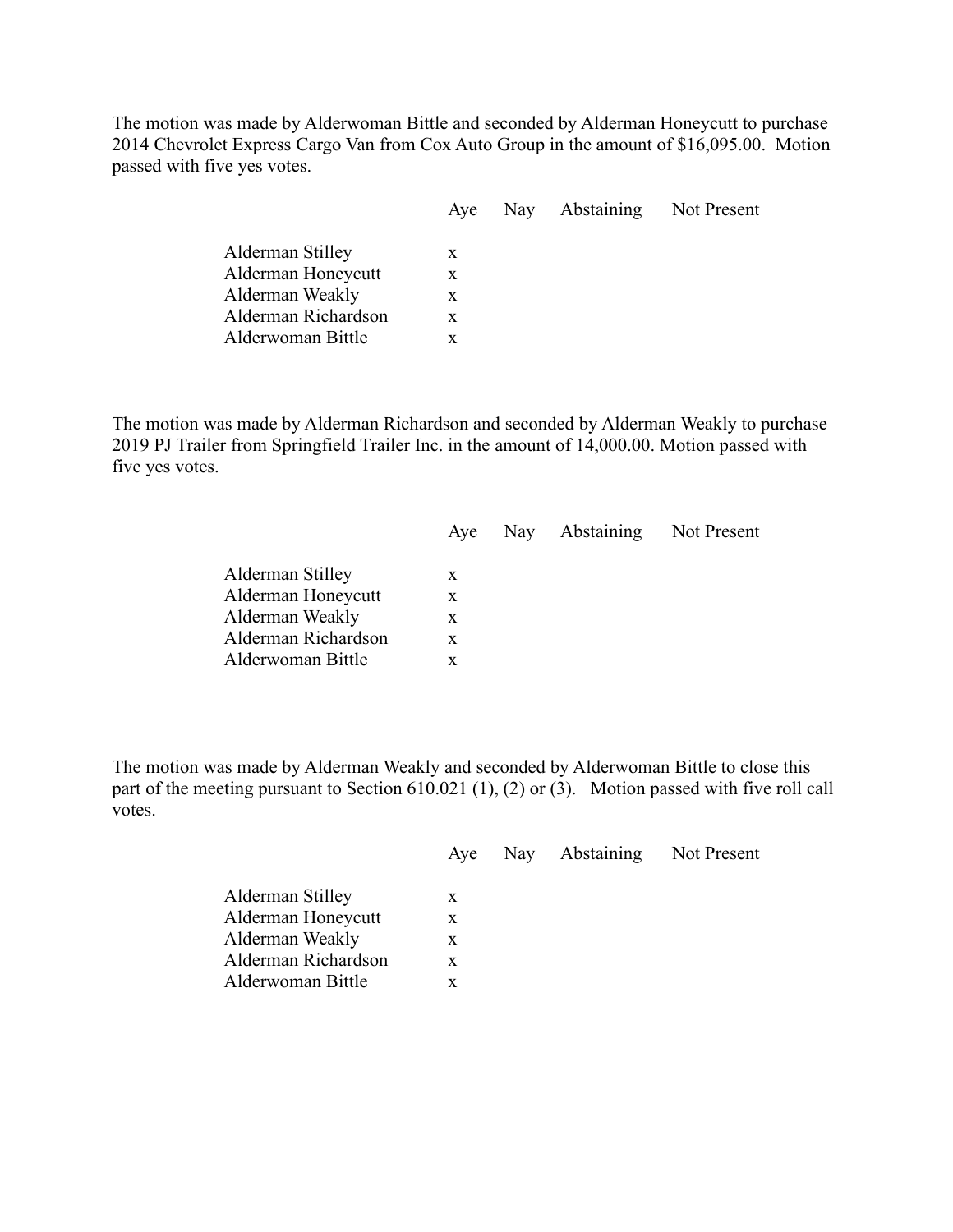The motion was made by Alderwoman Bittle and seconded by Alderman Honeycutt to purchase 2014 Chevrolet Express Cargo Van from Cox Auto Group in the amount of $16,095.00. Motion passed with five yes votes.

| | Aye | Nay | Abstaining | Not Present |
|---|---|---|---|---|
| Alderman Stilley | x | | | |
| Alderman Honeycutt | x | | | |
| Alderman Weakly | x | | | |
| Alderman Richardson | x | | | |
| Alderwoman Bittle | x | | | |

The motion was made by Alderman Richardson and seconded by Alderman Weakly to purchase 2019 PJ Trailer from Springfield Trailer Inc. in the amount of 14,000.00. Motion passed with five yes votes.

| | Aye | Nay | Abstaining | Not Present |
|---|---|---|---|---|
| Alderman Stilley | x | | | |
| Alderman Honeycutt | x | | | |
| Alderman Weakly | x | | | |
| Alderman Richardson | x | | | |
| Alderwoman Bittle | x | | | |

The motion was made by Alderman Weakly and seconded by Alderwoman Bittle to close this part of the meeting pursuant to Section 610.021 (1), (2) or (3). Motion passed with five roll call votes.

| | Aye | Nay | Abstaining | Not Present |
|---|---|---|---|---|
| Alderman Stilley | x | | | |
| Alderman Honeycutt | x | | | |
| Alderman Weakly | x | | | |
| Alderman Richardson | x | | | |
| Alderwoman Bittle | x | | | |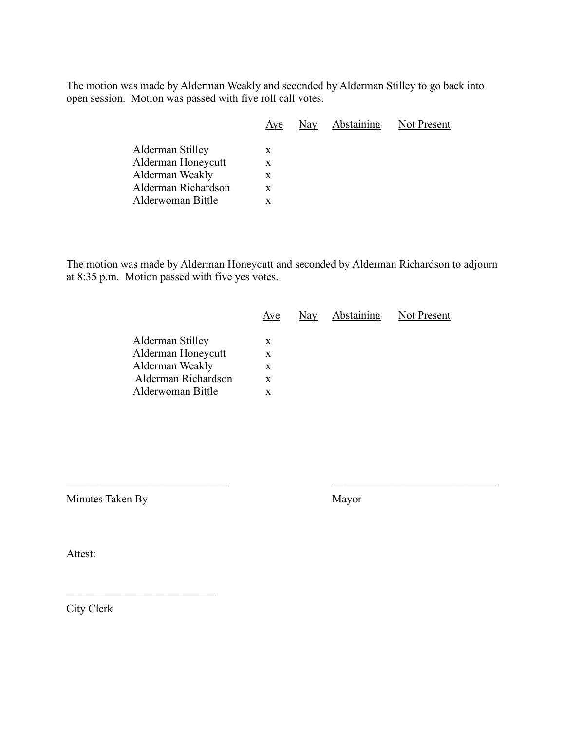The motion was made by Alderman Weakly and seconded by Alderman Stilley to go back into open session. Motion was passed with five roll call votes.

| | Aye | Nay | Abstaining | Not Present |
|---|---|---|---|---|
| Alderman Stilley | x | | | |
| Alderman Honeycutt | x | | | |
| Alderman Weakly | x | | | |
| Alderman Richardson | x | | | |
| Alderwoman Bittle | x | | | |

The motion was made by Alderman Honeycutt and seconded by Alderman Richardson to adjourn at 8:35 p.m. Motion passed with five yes votes.

| | Aye | Nay | Abstaining | Not Present |
|---|---|---|---|---|
| Alderman Stilley | x | | | |
| Alderman Honeycutt | x | | | |
| Alderman Weakly | x | | | |
| Alderman Richardson | x | | | |
| Alderwoman Bittle | x | | | |

______________________________ ______________________________

Minutes Taken By Mayor

Attest:

____________________________

City Clerk